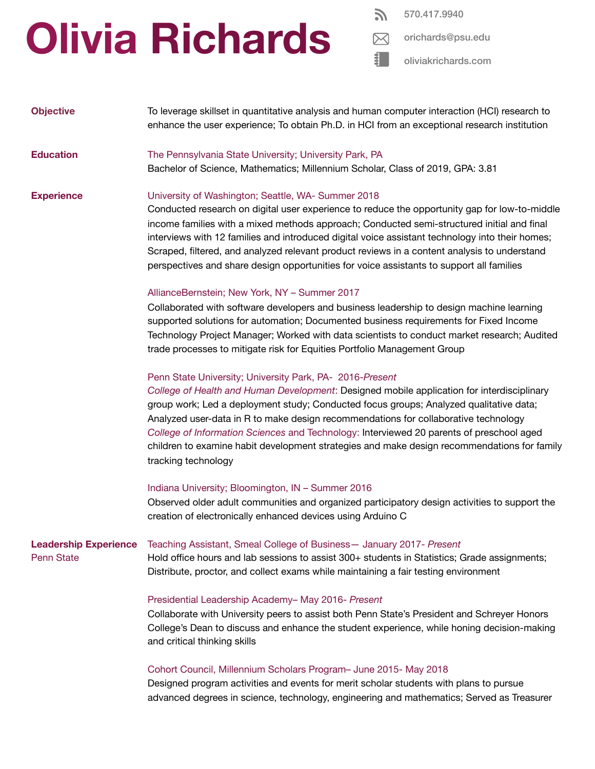# Olivia Richards

570.417.9940
orichards@psu.edu
oliviakrichards.com

## Objective

To leverage skillset in quantitative analysis and human computer interaction (HCI) research to enhance the user experience; To obtain Ph.D. in HCI from an exceptional research institution

## Education

The Pennsylvania State University; University Park, PA
Bachelor of Science, Mathematics; Millennium Scholar, Class of 2019, GPA: 3.81

## Experience

University of Washington; Seattle, WA- Summer 2018
Conducted research on digital user experience to reduce the opportunity gap for low-to-middle income families with a mixed methods approach; Conducted semi-structured initial and final interviews with 12 families and introduced digital voice assistant technology into their homes; Scraped, filtered, and analyzed relevant product reviews in a content analysis to understand perspectives and share design opportunities for voice assistants to support all families

AllianceBernstein; New York, NY – Summer 2017
Collaborated with software developers and business leadership to design machine learning supported solutions for automation; Documented business requirements for Fixed Income Technology Project Manager; Worked with data scientists to conduct market research; Audited trade processes to mitigate risk for Equities Portfolio Management Group

Penn State University; University Park, PA- 2016-*Present*
*College of Health and Human Development*: Designed mobile application for interdisciplinary group work; Led a deployment study; Conducted focus groups; Analyzed qualitative data; Analyzed user-data in R to make design recommendations for collaborative technology
*College of Information Sciences* and Technology: Interviewed 20 parents of preschool aged children to examine habit development strategies and make design recommendations for family tracking technology

Indiana University; Bloomington, IN – Summer 2016
Observed older adult communities and organized participatory design activities to support the creation of electronically enhanced devices using Arduino C

## Leadership Experience
Penn State

Teaching Assistant, Smeal College of Business— January 2017- *Present*
Hold office hours and lab sessions to assist 300+ students in Statistics; Grade assignments; Distribute, proctor, and collect exams while maintaining a fair testing environment

Presidential Leadership Academy– May 2016- *Present*
Collaborate with University peers to assist both Penn State's President and Schreyer Honors College's Dean to discuss and enhance the student experience, while honing decision-making and critical thinking skills

Cohort Council, Millennium Scholars Program– June 2015- May 2018
Designed program activities and events for merit scholar students with plans to pursue advanced degrees in science, technology, engineering and mathematics; Served as Treasurer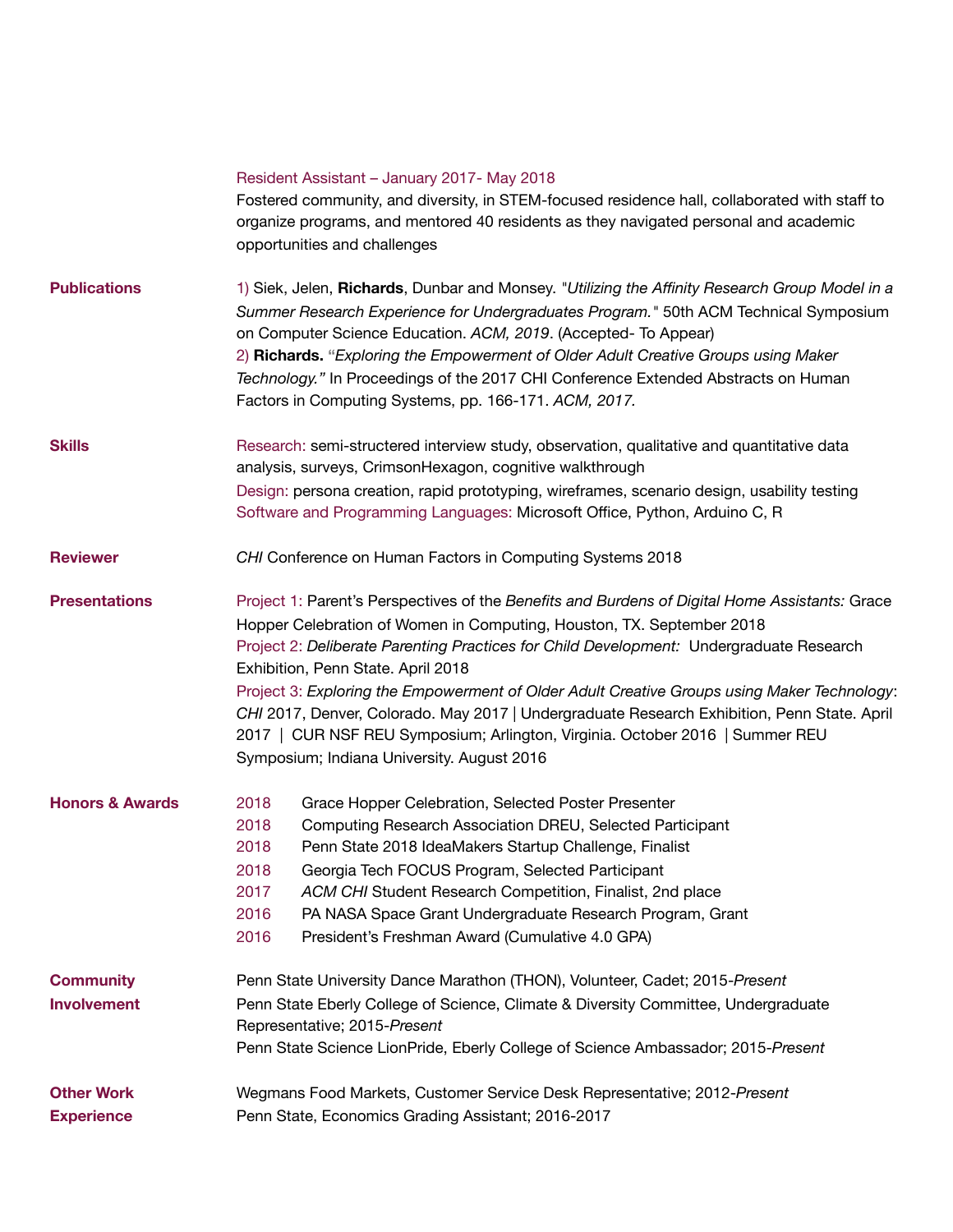Resident Assistant – January 2017- May 2018

Fostered community, and diversity, in STEM-focused residence hall, collaborated with staff to organize programs, and mentored 40 residents as they navigated personal and academic opportunities and challenges

## Publications

1) Siek, Jelen, **Richards**, Dunbar and Monsey. "*Utilizing the Affinity Research Group Model in a Summer Research Experience for Undergraduates Program.*" 50th ACM Technical Symposium on Computer Science Education. *ACM, 2019*. (Accepted- To Appear)

2) **Richards.** "*Exploring the Empowerment of Older Adult Creative Groups using Maker Technology.*" In Proceedings of the 2017 CHI Conference Extended Abstracts on Human Factors in Computing Systems, pp. 166-171. *ACM, 2017*.

## Skills

Research: semi-structered interview study, observation, qualitative and quantitative data analysis, surveys, CrimsonHexagon, cognitive walkthrough

Design: persona creation, rapid prototyping, wireframes, scenario design, usability testing

Software and Programming Languages: Microsoft Office, Python, Arduino C, R

## Reviewer

*CHI* Conference on Human Factors in Computing Systems 2018

## Presentations

Project 1: Parent's Perspectives of the *Benefits and Burdens of Digital Home Assistants:* Grace Hopper Celebration of Women in Computing, Houston, TX. September 2018

Project 2: *Deliberate Parenting Practices for Child Development:* Undergraduate Research Exhibition, Penn State. April 2018

Project 3: *Exploring the Empowerment of Older Adult Creative Groups using Maker Technology*: *CHI* 2017, Denver, Colorado. May 2017 | Undergraduate Research Exhibition, Penn State. April 2017 | CUR NSF REU Symposium; Arlington, Virginia. October 2016 | Summer REU Symposium; Indiana University. August 2016

## Honors & Awards

| | |
|---|---|
| 2018 | Grace Hopper Celebration, Selected Poster Presenter |
| 2018 | Computing Research Association DREU, Selected Participant |
| 2018 | Penn State 2018 IdeaMakers Startup Challenge, Finalist |
| 2018 | Georgia Tech FOCUS Program, Selected Participant |
| 2017 | *ACM CHI* Student Research Competition, Finalist, 2nd place |
| 2016 | PA NASA Space Grant Undergraduate Research Program, Grant |
| 2016 | President's Freshman Award (Cumulative 4.0 GPA) |

## Community Involvement

Penn State University Dance Marathon (THON), Volunteer, Cadet; 2015-*Present*

Penn State Eberly College of Science, Climate & Diversity Committee, Undergraduate Representative; 2015-*Present*

Penn State Science LionPride, Eberly College of Science Ambassador; 2015-*Present*

## Other Work Experience

Wegmans Food Markets, Customer Service Desk Representative; 2012-*Present*

Penn State, Economics Grading Assistant; 2016-2017